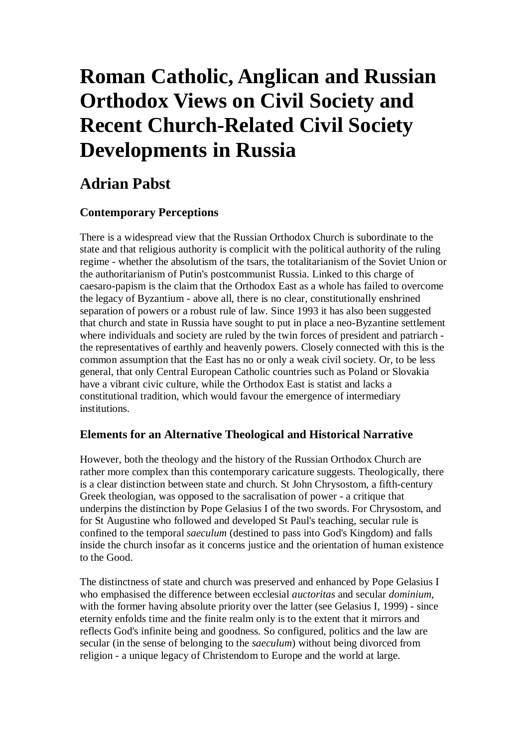# Roman Catholic, Anglican and Russian Orthodox Views on Civil Society and Recent Church-Related Civil Society Developments in Russia

## Adrian Pabst

### Contemporary Perceptions

There is a widespread view that the Russian Orthodox Church is subordinate to the state and that religious authority is complicit with the political authority of the ruling regime - whether the absolutism of the tsars, the totalitarianism of the Soviet Union or the authoritarianism of Putin's postcommunist Russia. Linked to this charge of caesaro-papism is the claim that the Orthodox East as a whole has failed to overcome the legacy of Byzantium - above all, there is no clear, constitutionally enshrined separation of powers or a robust rule of law. Since 1993 it has also been suggested that church and state in Russia have sought to put in place a neo-Byzantine settlement where individuals and society are ruled by the twin forces of president and patriarch - the representatives of earthly and heavenly powers. Closely connected with this is the common assumption that the East has no or only a weak civil society. Or, to be less general, that only Central European Catholic countries such as Poland or Slovakia have a vibrant civic culture, while the Orthodox East is statist and lacks a constitutional tradition, which would favour the emergence of intermediary institutions.

### Elements for an Alternative Theological and Historical Narrative

However, both the theology and the history of the Russian Orthodox Church are rather more complex than this contemporary caricature suggests. Theologically, there is a clear distinction between state and church. St John Chrysostom, a fifth-century Greek theologian, was opposed to the sacralisation of power - a critique that underpins the distinction by Pope Gelasius I of the two swords. For Chrysostom, and for St Augustine who followed and developed St Paul's teaching, secular rule is confined to the temporal *saeculum* (destined to pass into God's Kingdom) and falls inside the church insofar as it concerns justice and the orientation of human existence to the Good.

The distinctness of state and church was preserved and enhanced by Pope Gelasius I who emphasised the difference between ecclesial *auctoritas* and secular *dominium*, with the former having absolute priority over the latter (see Gelasius I, 1999) - since eternity enfolds time and the finite realm only is to the extent that it mirrors and reflects God's infinite being and goodness. So configured, politics and the law are secular (in the sense of belonging to the *saeculum*) without being divorced from religion - a unique legacy of Christendom to Europe and the world at large.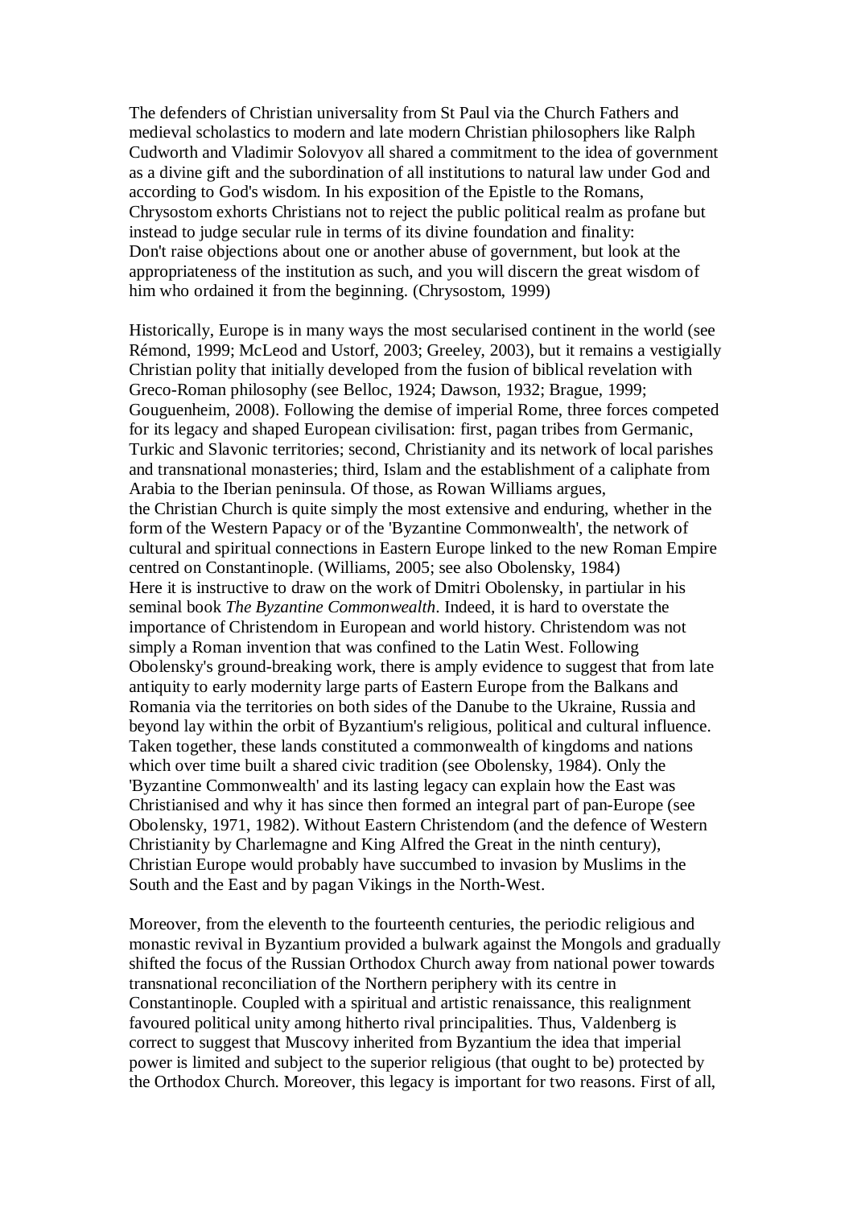The defenders of Christian universality from St Paul via the Church Fathers and medieval scholastics to modern and late modern Christian philosophers like Ralph Cudworth and Vladimir Solovyov all shared a commitment to the idea of government as a divine gift and the subordination of all institutions to natural law under God and according to God's wisdom. In his exposition of the Epistle to the Romans, Chrysostom exhorts Christians not to reject the public political realm as profane but instead to judge secular rule in terms of its divine foundation and finality:

Don't raise objections about one or another abuse of government, but look at the appropriateness of the institution as such, and you will discern the great wisdom of him who ordained it from the beginning. (Chrysostom, 1999)

Historically, Europe is in many ways the most secularised continent in the world (see Rémond, 1999; McLeod and Ustorf, 2003; Greeley, 2003), but it remains a vestigially Christian polity that initially developed from the fusion of biblical revelation with Greco-Roman philosophy (see Belloc, 1924; Dawson, 1932; Brague, 1999; Gouguenheim, 2008). Following the demise of imperial Rome, three forces competed for its legacy and shaped European civilisation: first, pagan tribes from Germanic, Turkic and Slavonic territories; second, Christianity and its network of local parishes and transnational monasteries; third, Islam and the establishment of a caliphate from Arabia to the Iberian peninsula. Of those, as Rowan Williams argues,

the Christian Church is quite simply the most extensive and enduring, whether in the form of the Western Papacy or of the 'Byzantine Commonwealth', the network of cultural and spiritual connections in Eastern Europe linked to the new Roman Empire centred on Constantinople. (Williams, 2005; see also Obolensky, 1984)

Here it is instructive to draw on the work of Dmitri Obolensky, in partiular in his seminal book *The Byzantine Commonwealth*. Indeed, it is hard to overstate the importance of Christendom in European and world history. Christendom was not simply a Roman invention that was confined to the Latin West. Following Obolensky's ground-breaking work, there is amply evidence to suggest that from late antiquity to early modernity large parts of Eastern Europe from the Balkans and Romania via the territories on both sides of the Danube to the Ukraine, Russia and beyond lay within the orbit of Byzantium's religious, political and cultural influence. Taken together, these lands constituted a commonwealth of kingdoms and nations which over time built a shared civic tradition (see Obolensky, 1984). Only the 'Byzantine Commonwealth' and its lasting legacy can explain how the East was Christianised and why it has since then formed an integral part of pan-Europe (see Obolensky, 1971, 1982). Without Eastern Christendom (and the defence of Western Christianity by Charlemagne and King Alfred the Great in the ninth century), Christian Europe would probably have succumbed to invasion by Muslims in the South and the East and by pagan Vikings in the North-West.

Moreover, from the eleventh to the fourteenth centuries, the periodic religious and monastic revival in Byzantium provided a bulwark against the Mongols and gradually shifted the focus of the Russian Orthodox Church away from national power towards transnational reconciliation of the Northern periphery with its centre in Constantinople. Coupled with a spiritual and artistic renaissance, this realignment favoured political unity among hitherto rival principalities. Thus, Valdenberg is correct to suggest that Muscovy inherited from Byzantium the idea that imperial power is limited and subject to the superior religious (that ought to be) protected by the Orthodox Church. Moreover, this legacy is important for two reasons. First of all,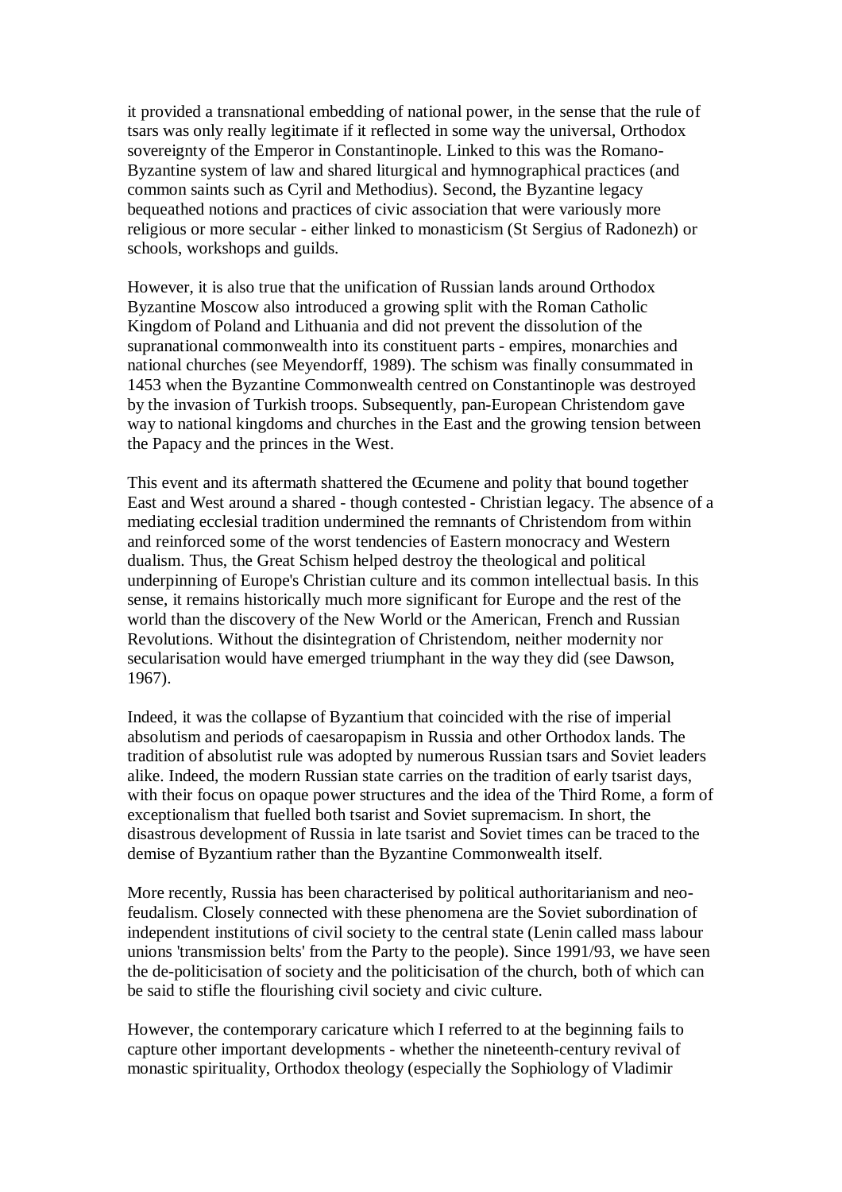it provided a transnational embedding of national power, in the sense that the rule of tsars was only really legitimate if it reflected in some way the universal, Orthodox sovereignty of the Emperor in Constantinople. Linked to this was the Romano-Byzantine system of law and shared liturgical and hymnographical practices (and common saints such as Cyril and Methodius). Second, the Byzantine legacy bequeathed notions and practices of civic association that were variously more religious or more secular - either linked to monasticism (St Sergius of Radonezh) or schools, workshops and guilds.

However, it is also true that the unification of Russian lands around Orthodox Byzantine Moscow also introduced a growing split with the Roman Catholic Kingdom of Poland and Lithuania and did not prevent the dissolution of the supranational commonwealth into its constituent parts - empires, monarchies and national churches (see Meyendorff, 1989). The schism was finally consummated in 1453 when the Byzantine Commonwealth centred on Constantinople was destroyed by the invasion of Turkish troops. Subsequently, pan-European Christendom gave way to national kingdoms and churches in the East and the growing tension between the Papacy and the princes in the West.

This event and its aftermath shattered the Œcumene and polity that bound together East and West around a shared - though contested - Christian legacy. The absence of a mediating ecclesial tradition undermined the remnants of Christendom from within and reinforced some of the worst tendencies of Eastern monocracy and Western dualism. Thus, the Great Schism helped destroy the theological and political underpinning of Europe's Christian culture and its common intellectual basis. In this sense, it remains historically much more significant for Europe and the rest of the world than the discovery of the New World or the American, French and Russian Revolutions. Without the disintegration of Christendom, neither modernity nor secularisation would have emerged triumphant in the way they did (see Dawson, 1967).

Indeed, it was the collapse of Byzantium that coincided with the rise of imperial absolutism and periods of caesaropapism in Russia and other Orthodox lands. The tradition of absolutist rule was adopted by numerous Russian tsars and Soviet leaders alike. Indeed, the modern Russian state carries on the tradition of early tsarist days, with their focus on opaque power structures and the idea of the Third Rome, a form of exceptionalism that fuelled both tsarist and Soviet supremacism. In short, the disastrous development of Russia in late tsarist and Soviet times can be traced to the demise of Byzantium rather than the Byzantine Commonwealth itself.

More recently, Russia has been characterised by political authoritarianism and neo-feudalism. Closely connected with these phenomena are the Soviet subordination of independent institutions of civil society to the central state (Lenin called mass labour unions 'transmission belts' from the Party to the people). Since 1991/93, we have seen the de-politicisation of society and the politicisation of the church, both of which can be said to stifle the flourishing civil society and civic culture.

However, the contemporary caricature which I referred to at the beginning fails to capture other important developments - whether the nineteenth-century revival of monastic spirituality, Orthodox theology (especially the Sophiology of Vladimir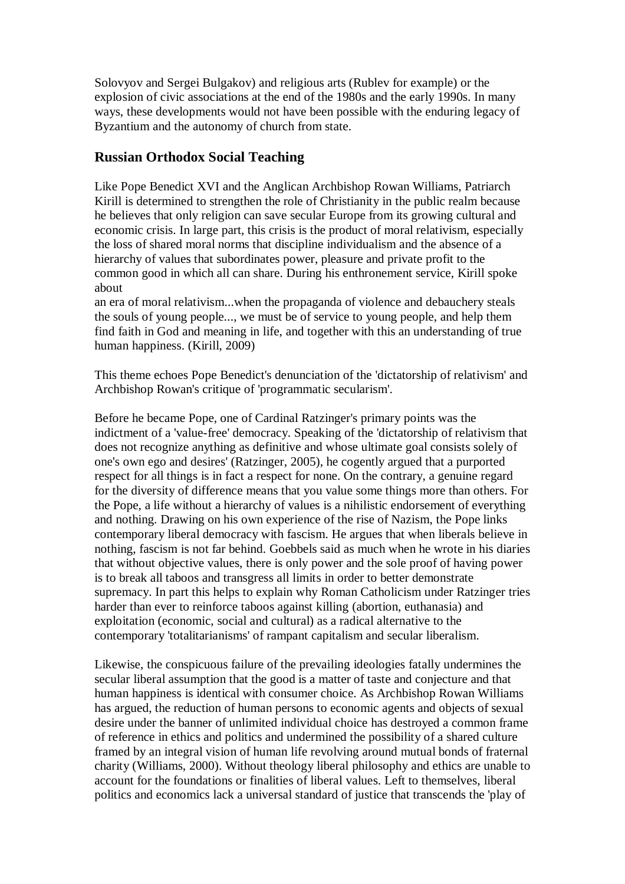Solovyov and Sergei Bulgakov) and religious arts (Rublev for example) or the explosion of civic associations at the end of the 1980s and the early 1990s. In many ways, these developments would not have been possible with the enduring legacy of Byzantium and the autonomy of church from state.

## Russian Orthodox Social Teaching

Like Pope Benedict XVI and the Anglican Archbishop Rowan Williams, Patriarch Kirill is determined to strengthen the role of Christianity in the public realm because he believes that only religion can save secular Europe from its growing cultural and economic crisis. In large part, this crisis is the product of moral relativism, especially the loss of shared moral norms that discipline individualism and the absence of a hierarchy of values that subordinates power, pleasure and private profit to the common good in which all can share. During his enthronement service, Kirill spoke about

an era of moral relativism...when the propaganda of violence and debauchery steals the souls of young people..., we must be of service to young people, and help them find faith in God and meaning in life, and together with this an understanding of true human happiness. (Kirill, 2009)

This theme echoes Pope Benedict's denunciation of the 'dictatorship of relativism' and Archbishop Rowan's critique of 'programmatic secularism'.

Before he became Pope, one of Cardinal Ratzinger's primary points was the indictment of a 'value-free' democracy. Speaking of the 'dictatorship of relativism that does not recognize anything as definitive and whose ultimate goal consists solely of one's own ego and desires' (Ratzinger, 2005), he cogently argued that a purported respect for all things is in fact a respect for none. On the contrary, a genuine regard for the diversity of difference means that you value some things more than others. For the Pope, a life without a hierarchy of values is a nihilistic endorsement of everything and nothing. Drawing on his own experience of the rise of Nazism, the Pope links contemporary liberal democracy with fascism. He argues that when liberals believe in nothing, fascism is not far behind. Goebbels said as much when he wrote in his diaries that without objective values, there is only power and the sole proof of having power is to break all taboos and transgress all limits in order to better demonstrate supremacy. In part this helps to explain why Roman Catholicism under Ratzinger tries harder than ever to reinforce taboos against killing (abortion, euthanasia) and exploitation (economic, social and cultural) as a radical alternative to the contemporary 'totalitarianisms' of rampant capitalism and secular liberalism.

Likewise, the conspicuous failure of the prevailing ideologies fatally undermines the secular liberal assumption that the good is a matter of taste and conjecture and that human happiness is identical with consumer choice. As Archbishop Rowan Williams has argued, the reduction of human persons to economic agents and objects of sexual desire under the banner of unlimited individual choice has destroyed a common frame of reference in ethics and politics and undermined the possibility of a shared culture framed by an integral vision of human life revolving around mutual bonds of fraternal charity (Williams, 2000). Without theology liberal philosophy and ethics are unable to account for the foundations or finalities of liberal values. Left to themselves, liberal politics and economics lack a universal standard of justice that transcends the 'play of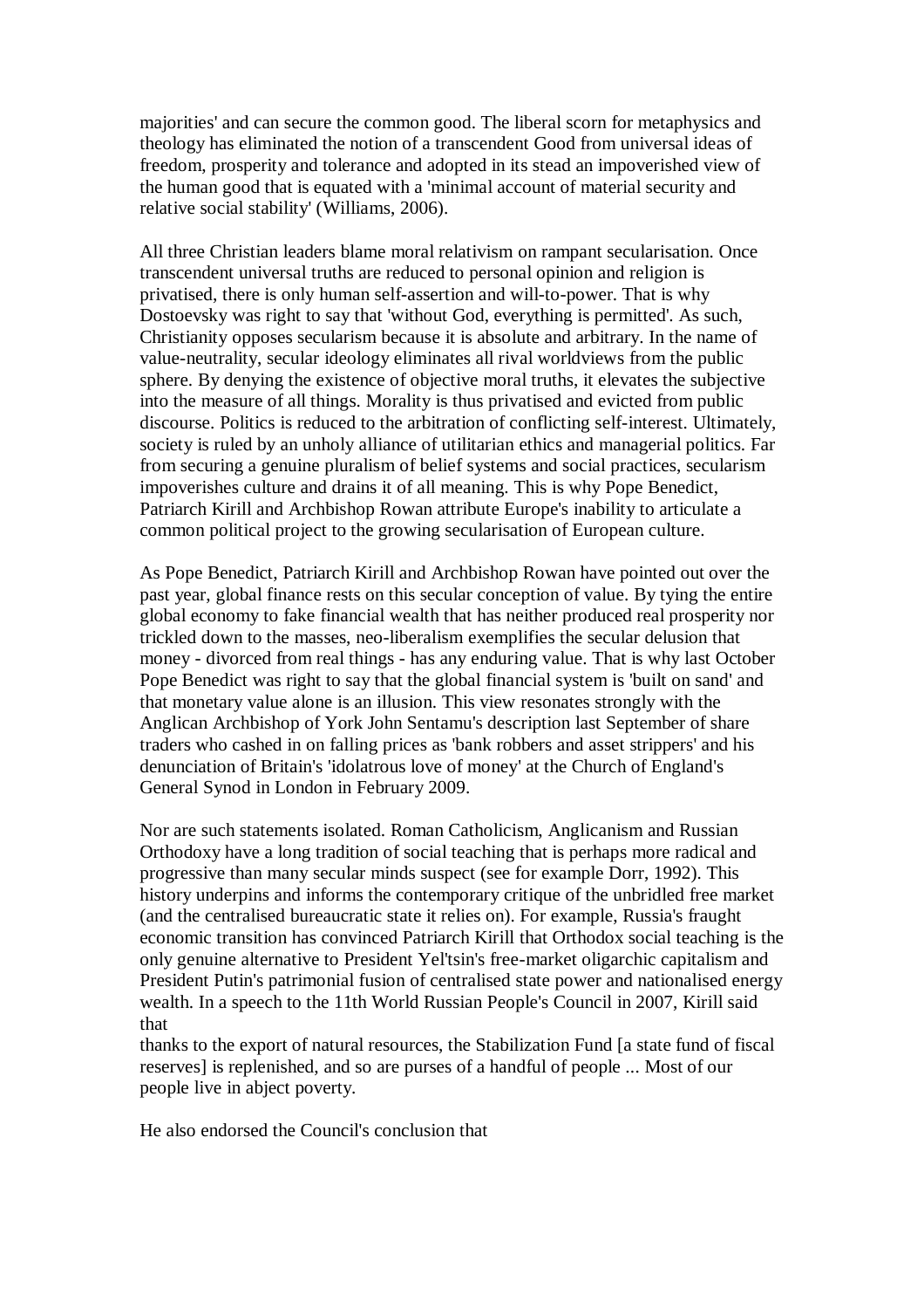majorities' and can secure the common good. The liberal scorn for metaphysics and theology has eliminated the notion of a transcendent Good from universal ideas of freedom, prosperity and tolerance and adopted in its stead an impoverished view of the human good that is equated with a 'minimal account of material security and relative social stability' (Williams, 2006).

All three Christian leaders blame moral relativism on rampant secularisation. Once transcendent universal truths are reduced to personal opinion and religion is privatised, there is only human self-assertion and will-to-power. That is why Dostoevsky was right to say that 'without God, everything is permitted'. As such, Christianity opposes secularism because it is absolute and arbitrary. In the name of value-neutrality, secular ideology eliminates all rival worldviews from the public sphere. By denying the existence of objective moral truths, it elevates the subjective into the measure of all things. Morality is thus privatised and evicted from public discourse. Politics is reduced to the arbitration of conflicting self-interest. Ultimately, society is ruled by an unholy alliance of utilitarian ethics and managerial politics. Far from securing a genuine pluralism of belief systems and social practices, secularism impoverishes culture and drains it of all meaning. This is why Pope Benedict, Patriarch Kirill and Archbishop Rowan attribute Europe's inability to articulate a common political project to the growing secularisation of European culture.

As Pope Benedict, Patriarch Kirill and Archbishop Rowan have pointed out over the past year, global finance rests on this secular conception of value. By tying the entire global economy to fake financial wealth that has neither produced real prosperity nor trickled down to the masses, neo-liberalism exemplifies the secular delusion that money - divorced from real things - has any enduring value. That is why last October Pope Benedict was right to say that the global financial system is 'built on sand' and that monetary value alone is an illusion. This view resonates strongly with the Anglican Archbishop of York John Sentamu's description last September of share traders who cashed in on falling prices as 'bank robbers and asset strippers' and his denunciation of Britain's 'idolatrous love of money' at the Church of England's General Synod in London in February 2009.

Nor are such statements isolated. Roman Catholicism, Anglicanism and Russian Orthodoxy have a long tradition of social teaching that is perhaps more radical and progressive than many secular minds suspect (see for example Dorr, 1992). This history underpins and informs the contemporary critique of the unbridled free market (and the centralised bureaucratic state it relies on). For example, Russia's fraught economic transition has convinced Patriarch Kirill that Orthodox social teaching is the only genuine alternative to President Yel'tsin's free-market oligarchic capitalism and President Putin's patrimonial fusion of centralised state power and nationalised energy wealth. In a speech to the 11th World Russian People's Council in 2007, Kirill said that

thanks to the export of natural resources, the Stabilization Fund [a state fund of fiscal reserves] is replenished, and so are purses of a handful of people ... Most of our people live in abject poverty.

He also endorsed the Council's conclusion that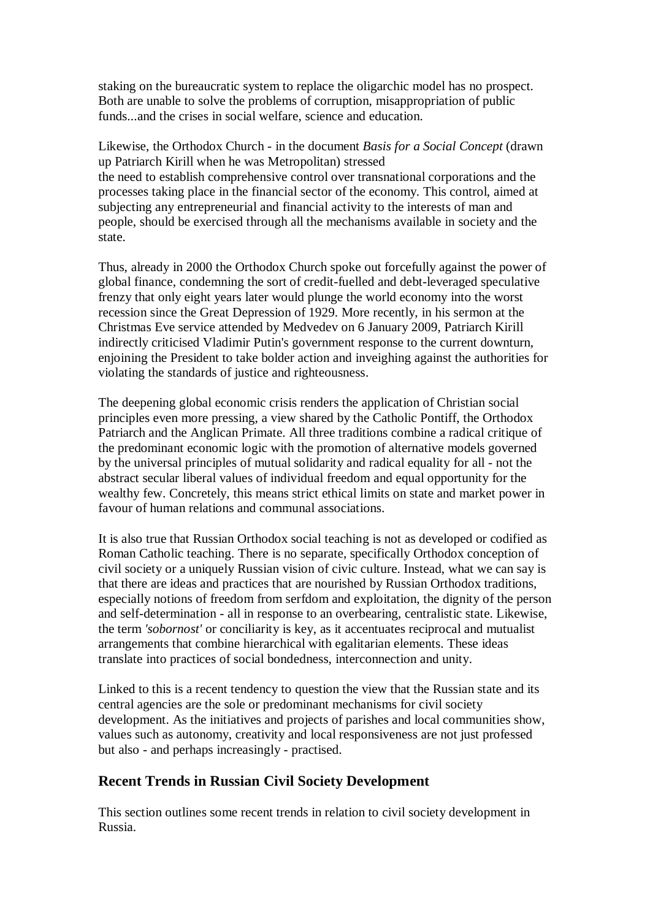staking on the bureaucratic system to replace the oligarchic model has no prospect. Both are unable to solve the problems of corruption, misappropriation of public funds...and the crises in social welfare, science and education.

Likewise, the Orthodox Church - in the document *Basis for a Social Concept* (drawn up Patriarch Kirill when he was Metropolitan) stressed
the need to establish comprehensive control over transnational corporations and the processes taking place in the financial sector of the economy. This control, aimed at subjecting any entrepreneurial and financial activity to the interests of man and people, should be exercised through all the mechanisms available in society and the state.

Thus, already in 2000 the Orthodox Church spoke out forcefully against the power of global finance, condemning the sort of credit-fuelled and debt-leveraged speculative frenzy that only eight years later would plunge the world economy into the worst recession since the Great Depression of 1929. More recently, in his sermon at the Christmas Eve service attended by Medvedev on 6 January 2009, Patriarch Kirill indirectly criticised Vladimir Putin's government response to the current downturn, enjoining the President to take bolder action and inveighing against the authorities for violating the standards of justice and righteousness.

The deepening global economic crisis renders the application of Christian social principles even more pressing, a view shared by the Catholic Pontiff, the Orthodox Patriarch and the Anglican Primate. All three traditions combine a radical critique of the predominant economic logic with the promotion of alternative models governed by the universal principles of mutual solidarity and radical equality for all - not the abstract secular liberal values of individual freedom and equal opportunity for the wealthy few. Concretely, this means strict ethical limits on state and market power in favour of human relations and communal associations.

It is also true that Russian Orthodox social teaching is not as developed or codified as Roman Catholic teaching. There is no separate, specifically Orthodox conception of civil society or a uniquely Russian vision of civic culture. Instead, what we can say is that there are ideas and practices that are nourished by Russian Orthodox traditions, especially notions of freedom from serfdom and exploitation, the dignity of the person and self-determination - all in response to an overbearing, centralistic state. Likewise, the term *'sobornost'* or conciliarity is key, as it accentuates reciprocal and mutualist arrangements that combine hierarchical with egalitarian elements. These ideas translate into practices of social bondedness, interconnection and unity.

Linked to this is a recent tendency to question the view that the Russian state and its central agencies are the sole or predominant mechanisms for civil society development. As the initiatives and projects of parishes and local communities show, values such as autonomy, creativity and local responsiveness are not just professed but also - and perhaps increasingly - practised.

## Recent Trends in Russian Civil Society Development

This section outlines some recent trends in relation to civil society development in Russia.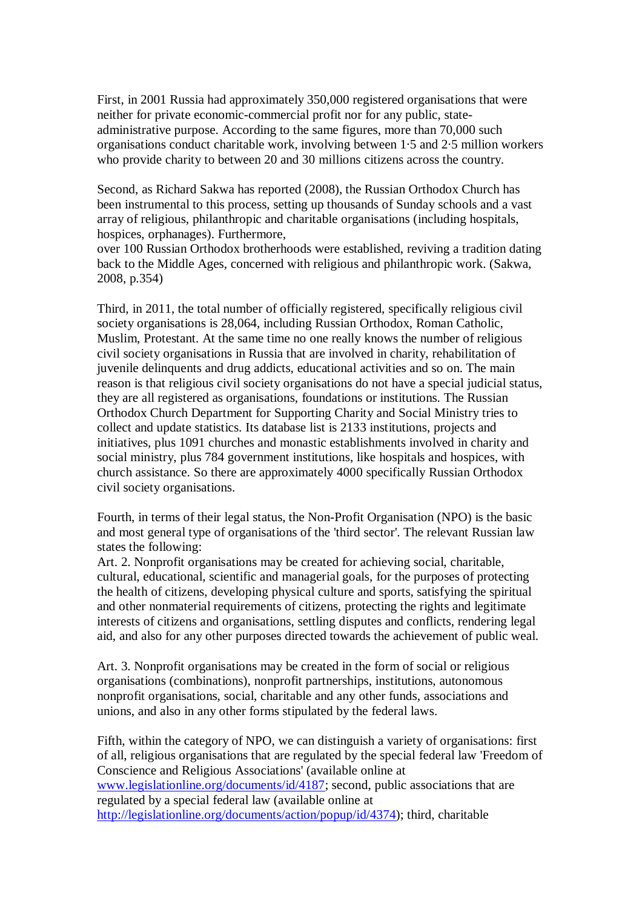First, in 2001 Russia had approximately 350,000 registered organisations that were neither for private economic-commercial profit nor for any public, state-administrative purpose. According to the same figures, more than 70,000 such organisations conduct charitable work, involving between 1·5 and 2·5 million workers who provide charity to between 20 and 30 millions citizens across the country.

Second, as Richard Sakwa has reported (2008), the Russian Orthodox Church has been instrumental to this process, setting up thousands of Sunday schools and a vast array of religious, philanthropic and charitable organisations (including hospitals, hospices, orphanages). Furthermore,
over 100 Russian Orthodox brotherhoods were established, reviving a tradition dating back to the Middle Ages, concerned with religious and philanthropic work. (Sakwa, 2008, p.354)

Third, in 2011, the total number of officially registered, specifically religious civil society organisations is 28,064, including Russian Orthodox, Roman Catholic, Muslim, Protestant. At the same time no one really knows the number of religious civil society organisations in Russia that are involved in charity, rehabilitation of juvenile delinquents and drug addicts, educational activities and so on. The main reason is that religious civil society organisations do not have a special judicial status, they are all registered as organisations, foundations or institutions. The Russian Orthodox Church Department for Supporting Charity and Social Ministry tries to collect and update statistics. Its database list is 2133 institutions, projects and initiatives, plus 1091 churches and monastic establishments involved in charity and social ministry, plus 784 government institutions, like hospitals and hospices, with church assistance. So there are approximately 4000 specifically Russian Orthodox civil society organisations.

Fourth, in terms of their legal status, the Non-Profit Organisation (NPO) is the basic and most general type of organisations of the 'third sector'. The relevant Russian law states the following:
Art. 2. Nonprofit organisations may be created for achieving social, charitable, cultural, educational, scientific and managerial goals, for the purposes of protecting the health of citizens, developing physical culture and sports, satisfying the spiritual and other nonmaterial requirements of citizens, protecting the rights and legitimate interests of citizens and organisations, settling disputes and conflicts, rendering legal aid, and also for any other purposes directed towards the achievement of public weal.

Art. 3. Nonprofit organisations may be created in the form of social or religious organisations (combinations), nonprofit partnerships, institutions, autonomous nonprofit organisations, social, charitable and any other funds, associations and unions, and also in any other forms stipulated by the federal laws.

Fifth, within the category of NPO, we can distinguish a variety of organisations: first of all, religious organisations that are regulated by the special federal law 'Freedom of Conscience and Religious Associations' (available online at [www.legislationline.org/documents/id/4187](www.legislationline.org/documents/id/4187); second, public associations that are regulated by a special federal law (available online at [http://legislationline.org/documents/action/popup/id/4374](http://legislationline.org/documents/action/popup/id/4374)); third, charitable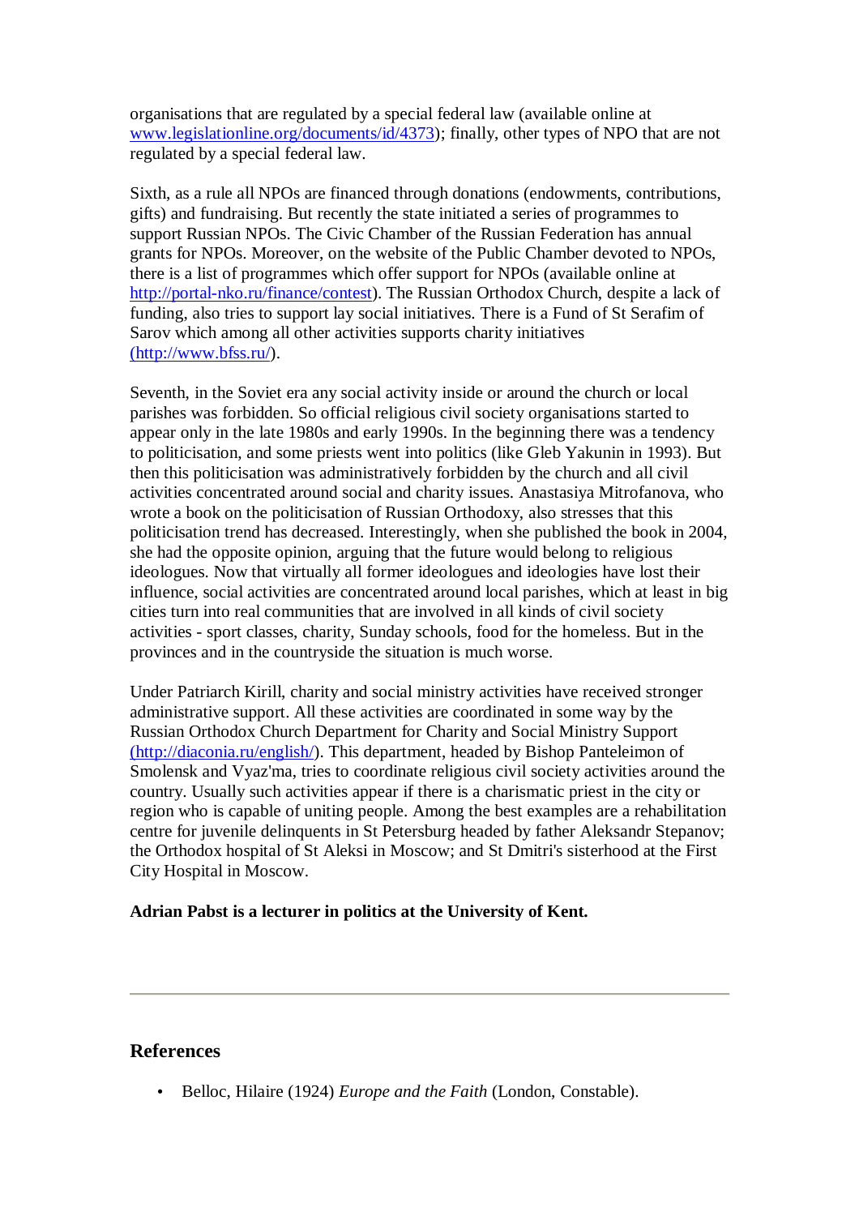organisations that are regulated by a special federal law (available online at www.legislationline.org/documents/id/4373); finally, other types of NPO that are not regulated by a special federal law.

Sixth, as a rule all NPOs are financed through donations (endowments, contributions, gifts) and fundraising. But recently the state initiated a series of programmes to support Russian NPOs. The Civic Chamber of the Russian Federation has annual grants for NPOs. Moreover, on the website of the Public Chamber devoted to NPOs, there is a list of programmes which offer support for NPOs (available online at http://portal-nko.ru/finance/contest). The Russian Orthodox Church, despite a lack of funding, also tries to support lay social initiatives. There is a Fund of St Serafim of Sarov which among all other activities supports charity initiatives (http://www.bfss.ru/).

Seventh, in the Soviet era any social activity inside or around the church or local parishes was forbidden. So official religious civil society organisations started to appear only in the late 1980s and early 1990s. In the beginning there was a tendency to politicisation, and some priests went into politics (like Gleb Yakunin in 1993). But then this politicisation was administratively forbidden by the church and all civil activities concentrated around social and charity issues. Anastasiya Mitrofanova, who wrote a book on the politicisation of Russian Orthodoxy, also stresses that this politicisation trend has decreased. Interestingly, when she published the book in 2004, she had the opposite opinion, arguing that the future would belong to religious ideologues. Now that virtually all former ideologues and ideologies have lost their influence, social activities are concentrated around local parishes, which at least in big cities turn into real communities that are involved in all kinds of civil society activities - sport classes, charity, Sunday schools, food for the homeless. But in the provinces and in the countryside the situation is much worse.

Under Patriarch Kirill, charity and social ministry activities have received stronger administrative support. All these activities are coordinated in some way by the Russian Orthodox Church Department for Charity and Social Ministry Support (http://diaconia.ru/english/). This department, headed by Bishop Panteleimon of Smolensk and Vyaz'ma, tries to coordinate religious civil society activities around the country. Usually such activities appear if there is a charismatic priest in the city or region who is capable of uniting people. Among the best examples are a rehabilitation centre for juvenile delinquents in St Petersburg headed by father Aleksandr Stepanov; the Orthodox hospital of St Aleksi in Moscow; and St Dmitri's sisterhood at the First City Hospital in Moscow.

**Adrian Pabst is a lecturer in politics at the University of Kent.**

---

## References

- Belloc, Hilaire (1924) *Europe and the Faith* (London, Constable).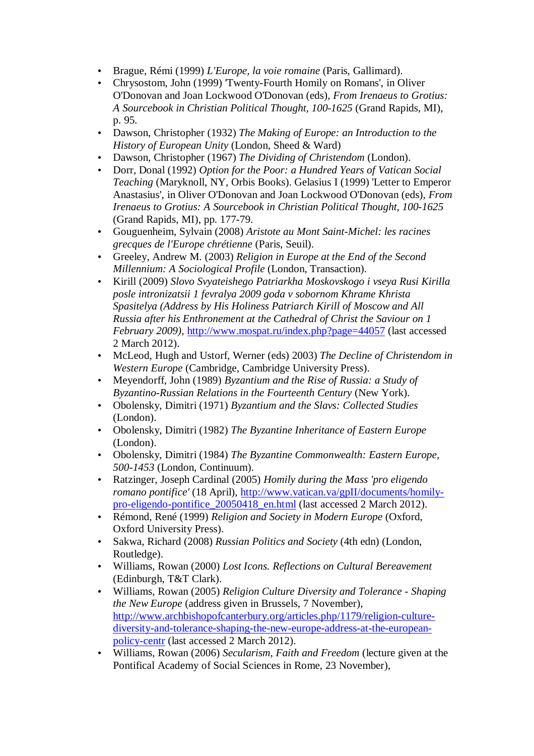- Brague, Rémi (1999) *L'Europe, la voie romaine* (Paris, Gallimard).
- Chrysostom, John (1999) 'Twenty-Fourth Homily on Romans', in Oliver O'Donovan and Joan Lockwood O'Donovan (eds), *From Irenaeus to Grotius: A Sourcebook in Christian Political Thought, 100-1625* (Grand Rapids, MI), p. 95.
- Dawson, Christopher (1932) *The Making of Europe: an Introduction to the History of European Unity* (London, Sheed & Ward)
- Dawson, Christopher (1967) *The Dividing of Christendom* (London).
- Dorr, Donal (1992) *Option for the Poor: a Hundred Years of Vatican Social Teaching* (Maryknoll, NY, Orbis Books). Gelasius I (1999) 'Letter to Emperor Anastasius', in Oliver O'Donovan and Joan Lockwood O'Donovan (eds), *From Irenaeus to Grotius: A Sourcebook in Christian Political Thought, 100-1625* (Grand Rapids, MI), pp. 177-79.
- Gouguenheim, Sylvain (2008) *Aristote au Mont Saint-Michel: les racines grecques de l'Europe chrétienne* (Paris, Seuil).
- Greeley, Andrew M. (2003) *Religion in Europe at the End of the Second Millennium: A Sociological Profile* (London, Transaction).
- Kirill (2009) *Slovo Svyateishego Patriarkha Moskovskogo i vseya Rusi Kirilla posle intronizatsii 1 fevralya 2009 goda v sobornom Khrame Khrista Spasitelya (Address by His Holiness Patriarch Kirill of Moscow and All Russia after his Enthronement at the Cathedral of Christ the Saviour on 1 February 2009)*, http://www.mospat.ru/index.php?page=44057 (last accessed 2 March 2012).
- McLeod, Hugh and Ustorf, Werner (eds) 2003) *The Decline of Christendom in Western Europe* (Cambridge, Cambridge University Press).
- Meyendorff, John (1989) *Byzantium and the Rise of Russia: a Study of Byzantino-Russian Relations in the Fourteenth Century* (New York).
- Obolensky, Dimitri (1971) *Byzantium and the Slavs: Collected Studies* (London).
- Obolensky, Dimitri (1982) *The Byzantine Inheritance of Eastern Europe* (London).
- Obolensky, Dimitri (1984) *The Byzantine Commonwealth: Eastern Europe, 500-1453* (London, Continuum).
- Ratzinger, Joseph Cardinal (2005) *Homily during the Mass 'pro eligendo romano pontifice'* (18 April), http://www.vatican.va/gpII/documents/homily-pro-eligendo-pontifice_20050418_en.html (last accessed 2 March 2012).
- Rémond, René (1999) *Religion and Society in Modern Europe* (Oxford, Oxford University Press).
- Sakwa, Richard (2008) *Russian Politics and Society* (4th edn) (London, Routledge).
- Williams, Rowan (2000) *Lost Icons. Reflections on Cultural Bereavement* (Edinburgh, T&T Clark).
- Williams, Rowan (2005) *Religion Culture Diversity and Tolerance - Shaping the New Europe* (address given in Brussels, 7 November), http://www.archbishopofcanterbury.org/articles.php/1179/religion-culture-diversity-and-tolerance-shaping-the-new-europe-address-at-the-european-policy-centr (last accessed 2 March 2012).
- Williams, Rowan (2006) *Secularism, Faith and Freedom* (lecture given at the Pontifical Academy of Social Sciences in Rome, 23 November),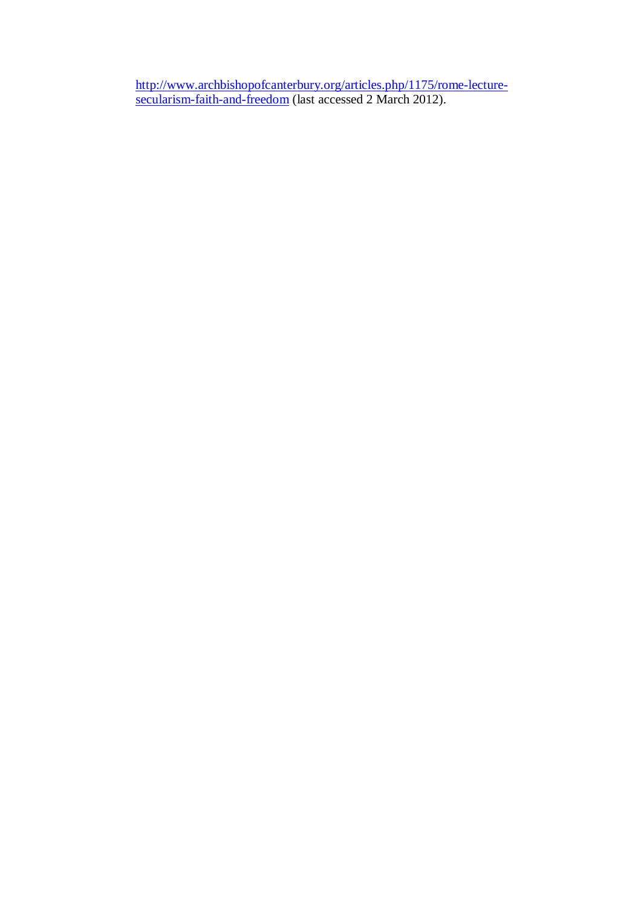http://www.archbishopofcanterbury.org/articles.php/1175/rome-lecture-secularism-faith-and-freedom (last accessed 2 March 2012).